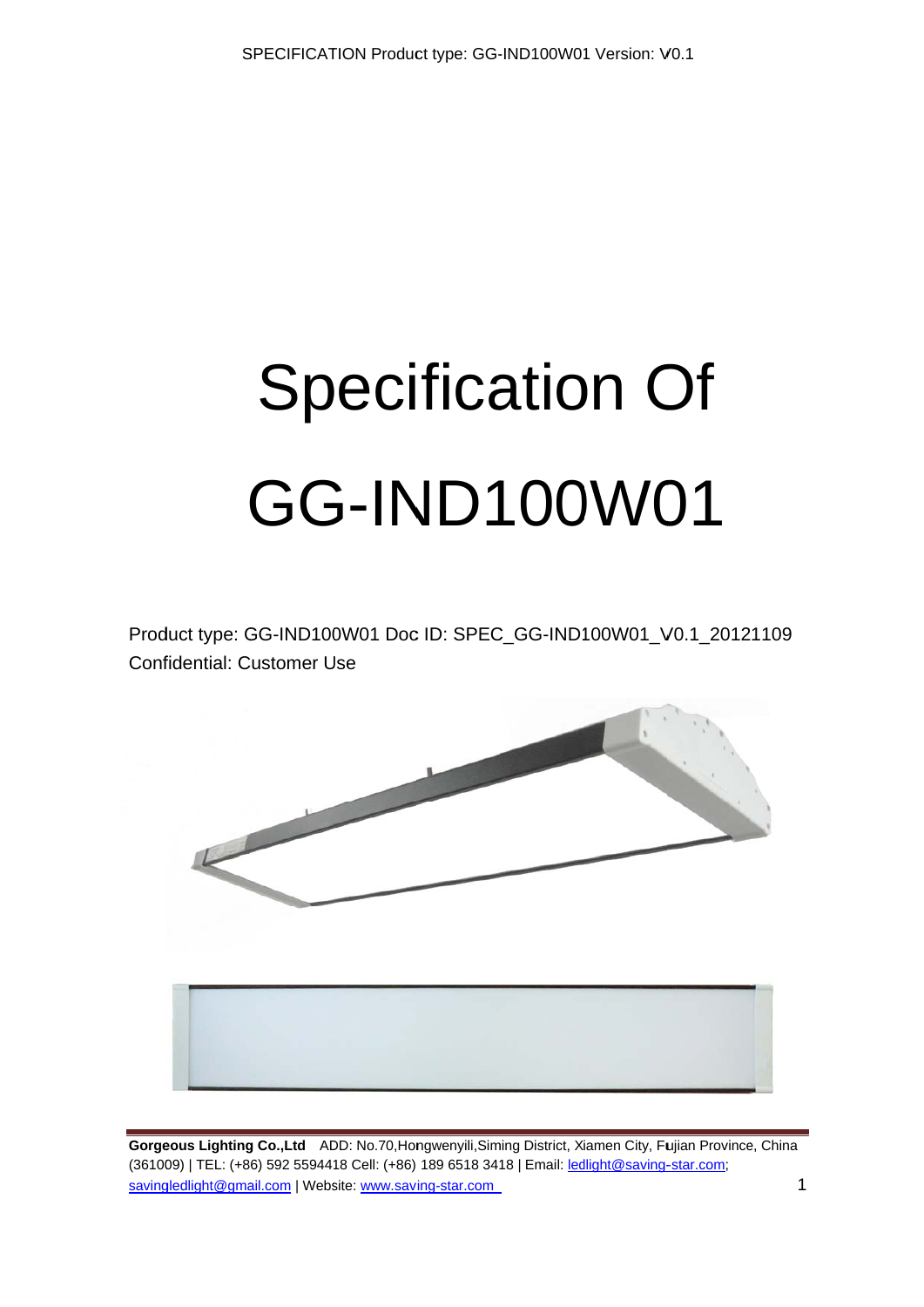# Specification Of

# GG-IND100W01

Product type: GG-IND100W01 Doc ID: SPEC_GG-IND100W01_V0.1_20121109
Confidential: Customer Use

**Gorgeous Lighting Co.,Ltd** ADD: No.70,Hongwenyili,Siming District, Xiamen City, Fujian Province, China (361009) | TEL: (+86) 592 5594418 Cell: (+86) 189 6518 3418 | Email: ledlight@saving-star.com; savingledlight@gmail.com | Website: www.saving-star.com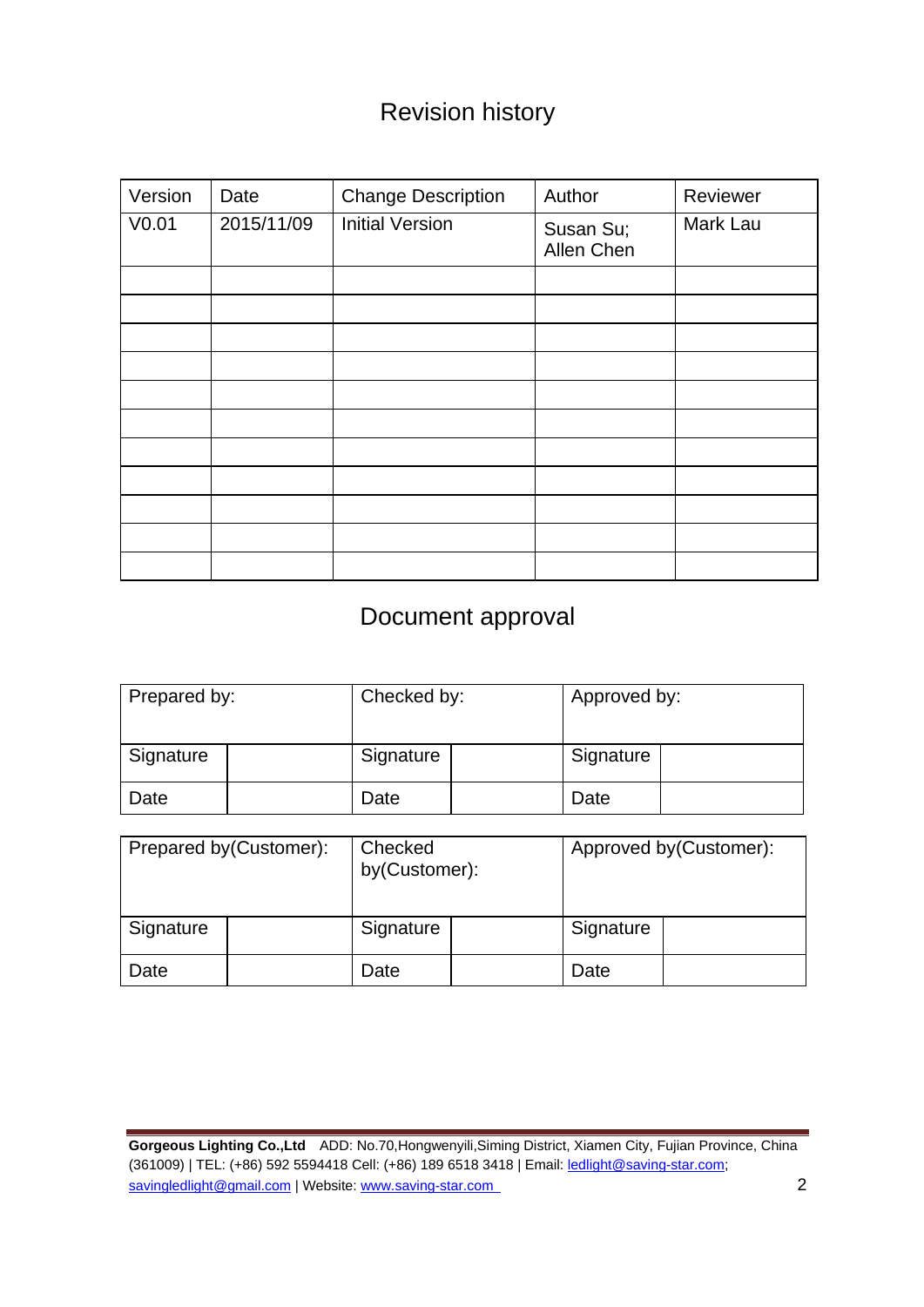# Revision history

| Version | Date | Change Description | Author | Reviewer |
|---|---|---|---|---|
| V0.01 | 2015/11/09 | Initial Version | Susan Su; Allen Chen | Mark Lau |
| | | | | |
| | | | | |
| | | | | |
| | | | | |
| | | | | |
| | | | | |
| | | | | |
| | | | | |
| | | | | |
| | | | | |
| | | | | |

# Document approval

| Prepared by: | | Checked by: | | Approved by: | |
|---|---|---|---|---|---|
| Signature | | Signature | | Signature | |
| Date | | Date | | Date | |

| Prepared by(Customer): | | Checked by(Customer): | | Approved by(Customer): | |
|---|---|---|---|---|---|
| Signature | | Signature | | Signature | |
| Date | | Date | | Date | |

**Gorgeous Lighting Co.,Ltd** ADD: No.70,Hongwenyili,Siming District, Xiamen City, Fujian Province, China (361009) | TEL: (+86) 592 5594418 Cell: (+86) 189 6518 3418 | Email: ledlight@saving-star.com; savingledlight@gmail.com | Website: www.saving-star.com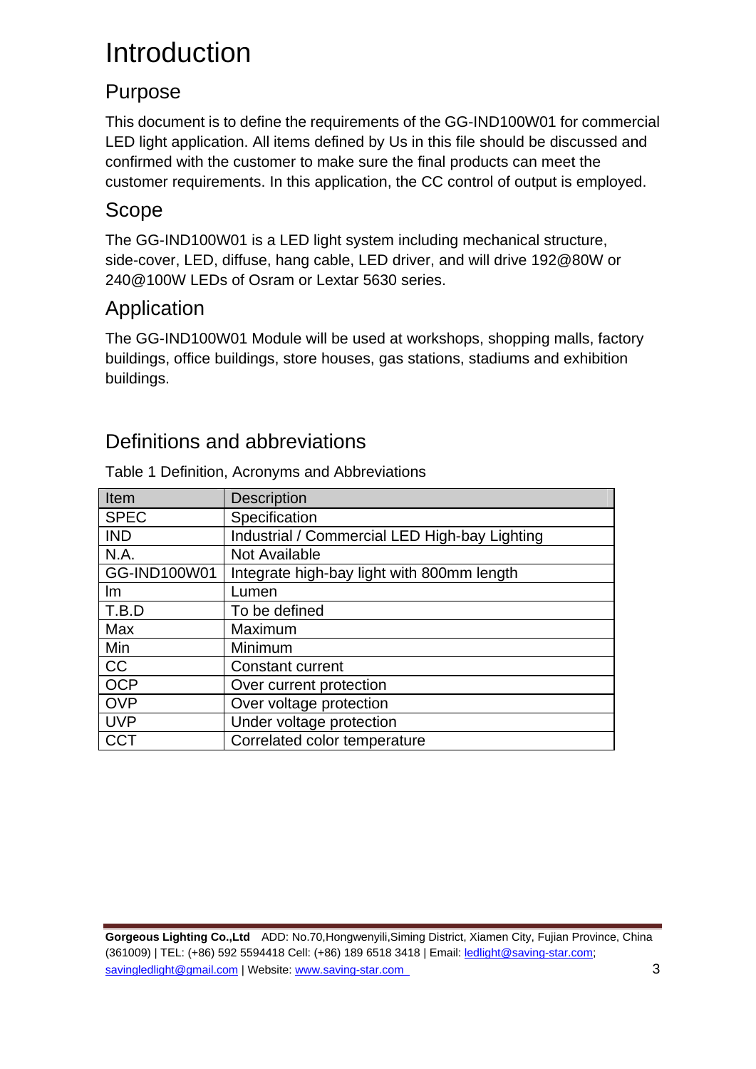# Introduction

## Purpose

This document is to define the requirements of the GG-IND100W01 for commercial LED light application. All items defined by Us in this file should be discussed and confirmed with the customer to make sure the final products can meet the customer requirements. In this application, the CC control of output is employed.

## Scope

The GG-IND100W01 is a LED light system including mechanical structure, side-cover, LED, diffuse, hang cable, LED driver, and will drive 192@80W or 240@100W LEDs of Osram or Lextar 5630 series.

## Application

The GG-IND100W01 Module will be used at workshops, shopping malls, factory buildings, office buildings, store houses, gas stations, stadiums and exhibition buildings.

## Definitions and abbreviations

Table 1 Definition, Acronyms and Abbreviations

| Item | Description |
|---|---|
| SPEC | Specification |
| IND | Industrial / Commercial LED High-bay Lighting |
| N.A. | Not Available |
| GG-IND100W01 | Integrate high-bay light with 800mm length |
| lm | Lumen |
| T.B.D | To be defined |
| Max | Maximum |
| Min | Minimum |
| CC | Constant current |
| OCP | Over current protection |
| OVP | Over voltage protection |
| UVP | Under voltage protection |
| CCT | Correlated color temperature |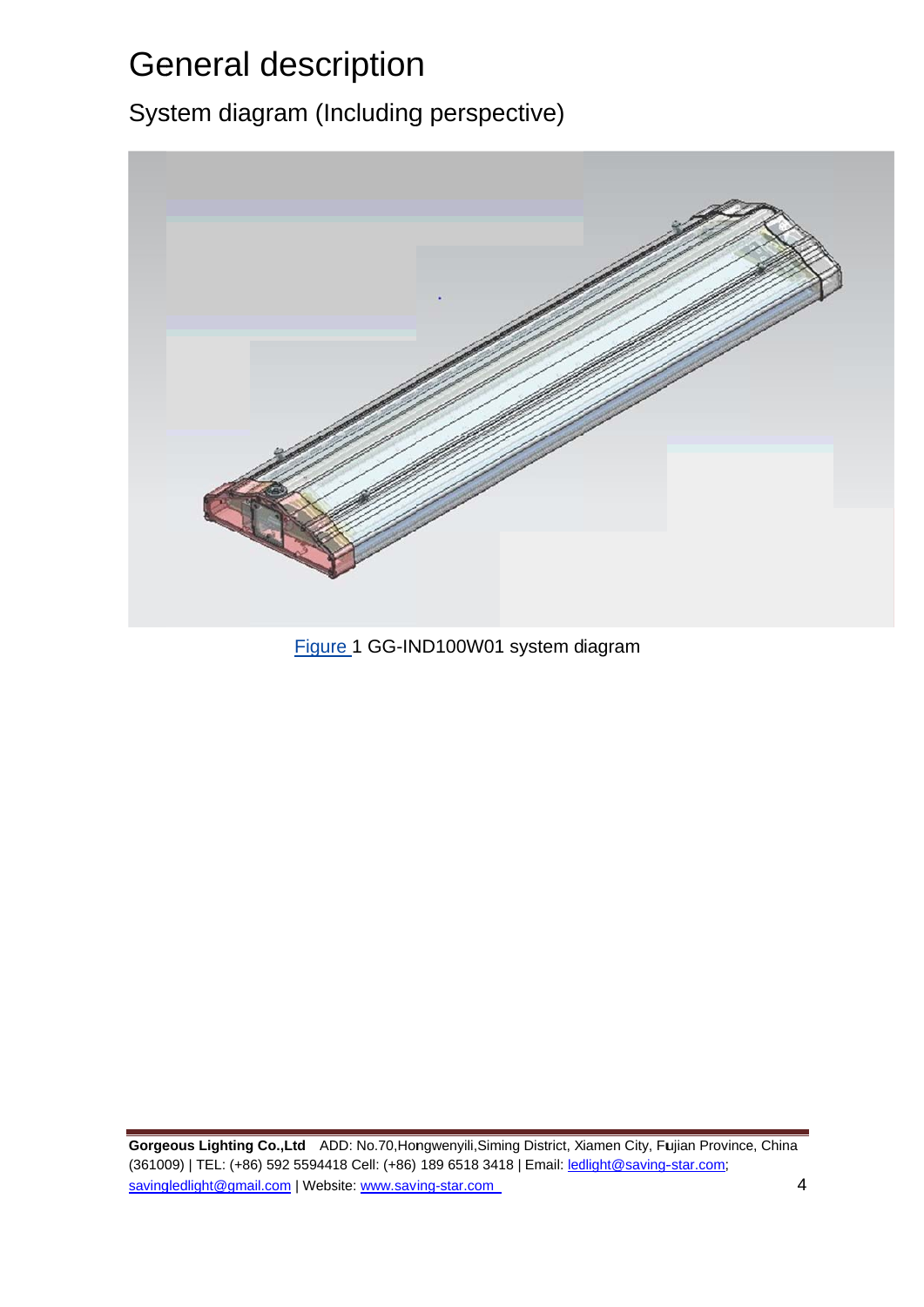# General description

## System diagram (Including perspective)

Figure 1 GG-IND100W01 system diagram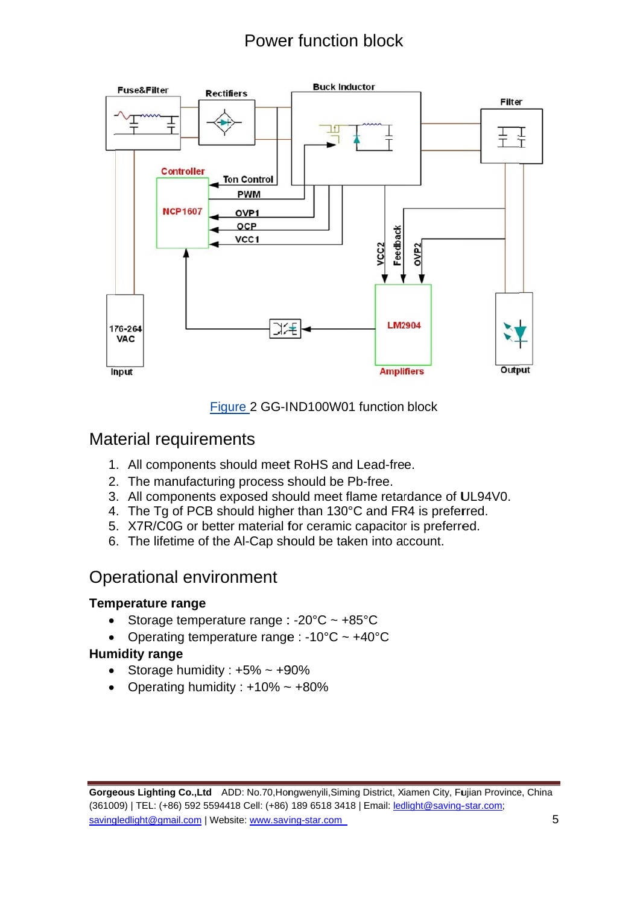# Power function block

Figure 2 GG-IND100W01 function block

## Material requirements

1. All components should meet RoHS and Lead-free.
2. The manufacturing process should be Pb-free.
3. All components exposed should meet flame retardance of UL94V0.
4. The Tg of PCB should higher than 130°C and FR4 is preferred.
5. X7R/C0G or better material for ceramic capacitor is preferred.
6. The lifetime of the Al-Cap should be taken into account.

## Operational environment

**Temperature range**

- Storage temperature range : -20°C ~ +85°C
- Operating temperature range : -10°C ~ +40°C

**Humidity range**

- Storage humidity : +5% ~ +90%
- Operating humidity : +10% ~ +80%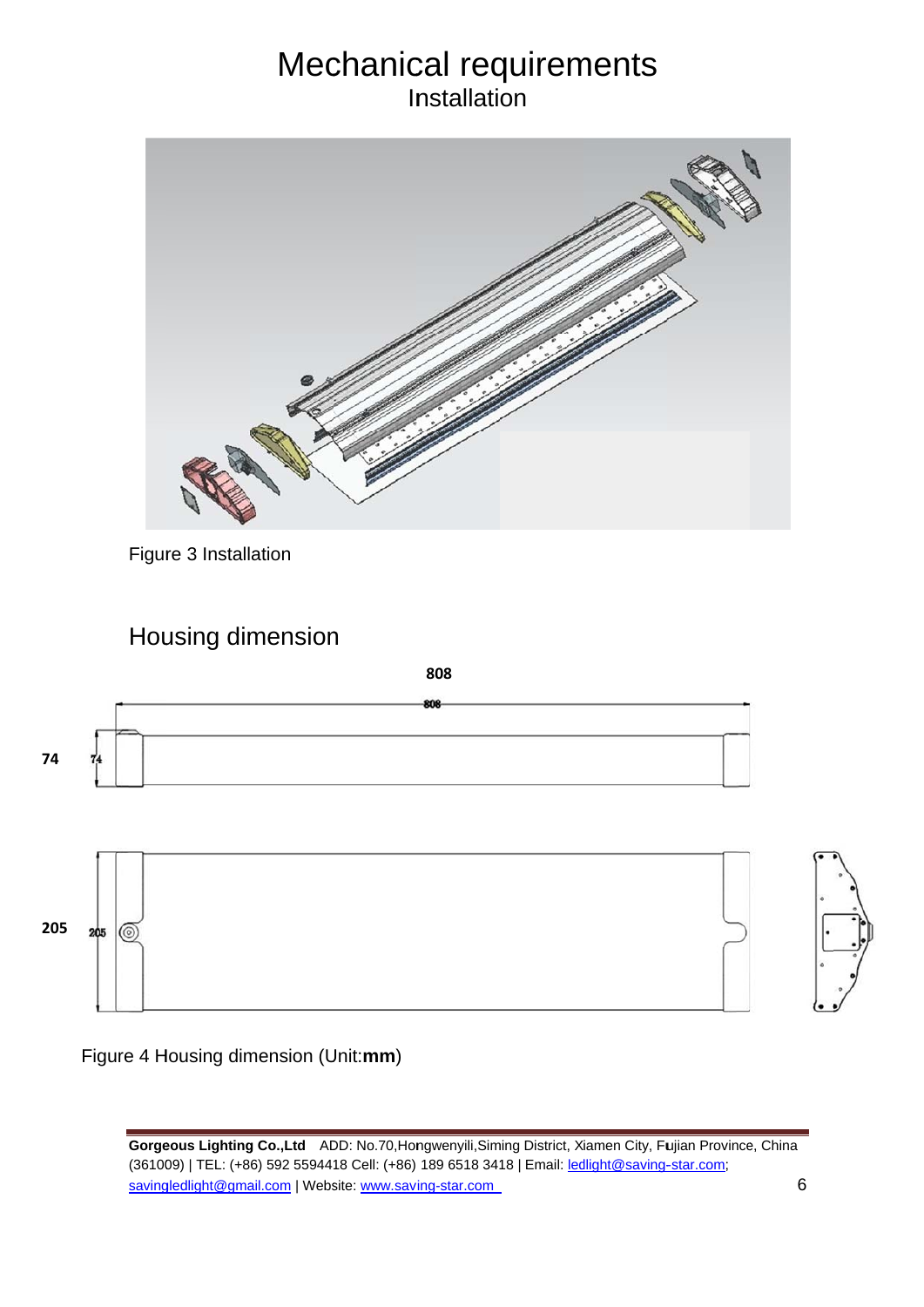# Mechanical requirements

## Installation

Figure 3 Installation

## Housing dimension

808

74

205

Figure 4 Housing dimension (Unit:**mm**)

**Gorgeous Lighting Co.,Ltd** ADD: No.70,Hongwenyili,Siming District, Xiamen City, Fujian Province, China (361009) | TEL: (+86) 592 5594418 Cell: (+86) 189 6518 3418 | Email: ledlight@saving-star.com; savingledlight@gmail.com | Website: www.saving-star.com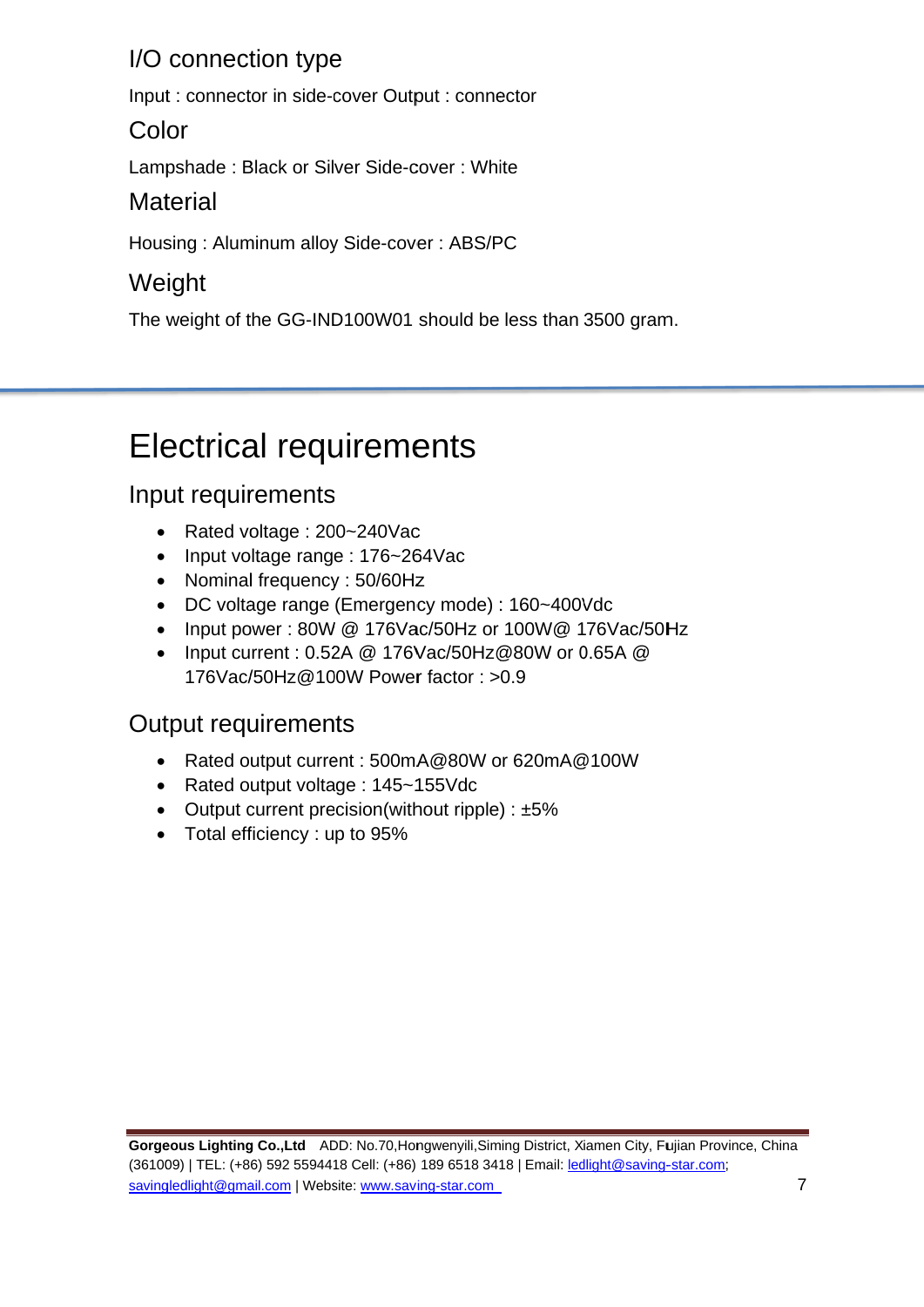## I/O connection type

Input : connector in side-cover Output : connector

## Color

Lampshade : Black or Silver Side-cover : White

## Material

Housing : Aluminum alloy Side-cover : ABS/PC

## Weight

The weight of the GG-IND100W01 should be less than 3500 gram.

# Electrical requirements

## Input requirements

- Rated voltage : 200~240Vac
- Input voltage range : 176~264Vac
- Nominal frequency : 50/60Hz
- DC voltage range (Emergency mode) : 160~400Vdc
- Input power : 80W @ 176Vac/50Hz or 100W@ 176Vac/50Hz
- Input current : 0.52A @ 176Vac/50Hz@80W or 0.65A @ 176Vac/50Hz@100W Power factor : >0.9

## Output requirements

- Rated output current : 500mA@80W or 620mA@100W
- Rated output voltage : 145~155Vdc
- Output current precision(without ripple) : ±5%
- Total efficiency : up to 95%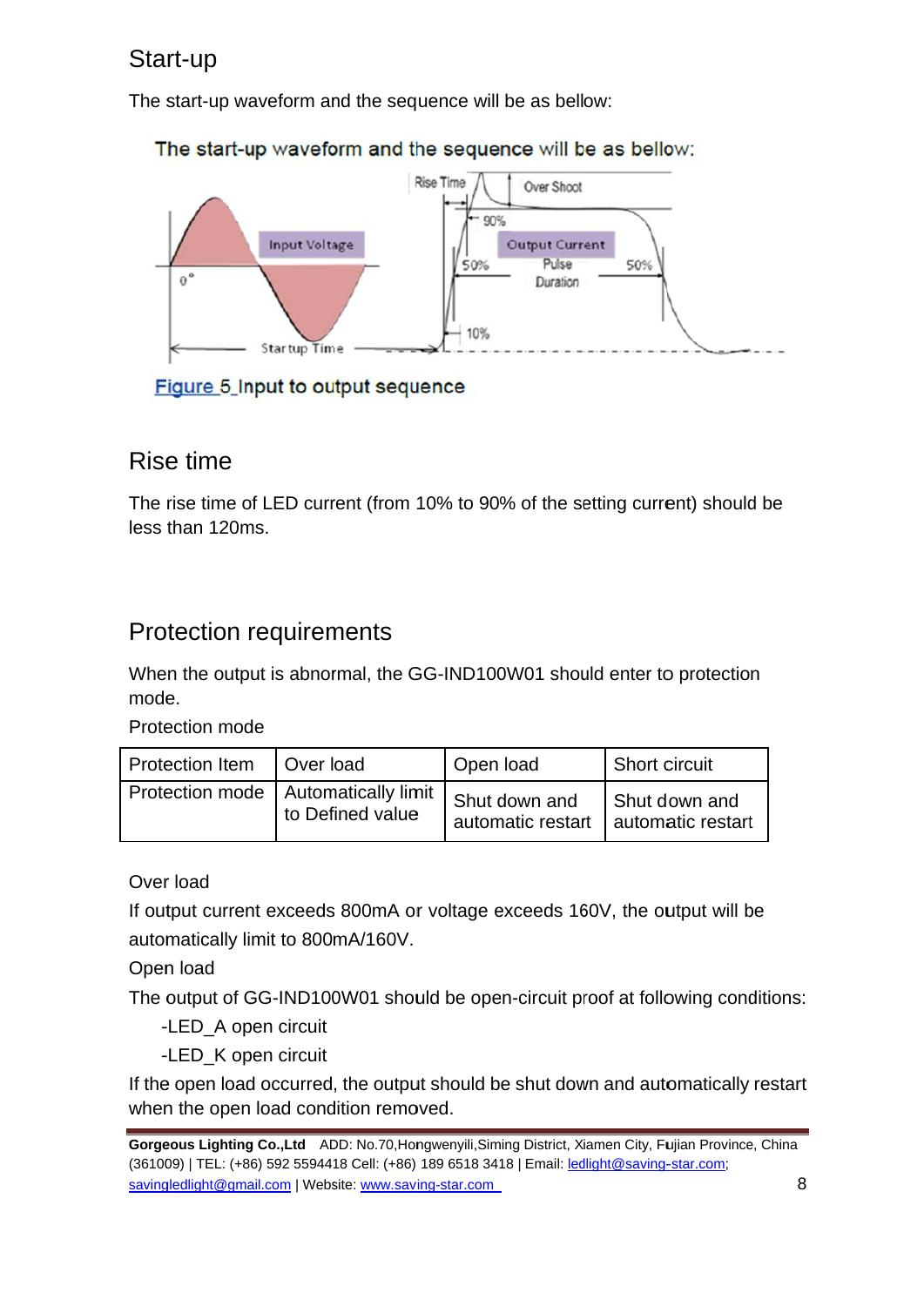## Start-up

The start-up waveform and the sequence will be as bellow:

Figure 5 Input to output sequence

## Rise time

The rise time of LED current (from 10% to 90% of the setting current) should be less than 120ms.

## Protection requirements

When the output is abnormal, the GG-IND100W01 should enter to protection mode.

Protection mode

| Protection Item | Over load | Open load | Short circuit |
|---|---|---|---|
| Protection mode | Automatically limit to Defined value | Shut down and automatic restart | Shut down and automatic restart |

Over load

If output current exceeds 800mA or voltage exceeds 160V, the output will be automatically limit to 800mA/160V.

Open load

The output of GG-IND100W01 should be open-circuit proof at following conditions:

- -LED_A open circuit
- -LED_K open circuit

If the open load occurred, the output should be shut down and automatically restart when the open load condition removed.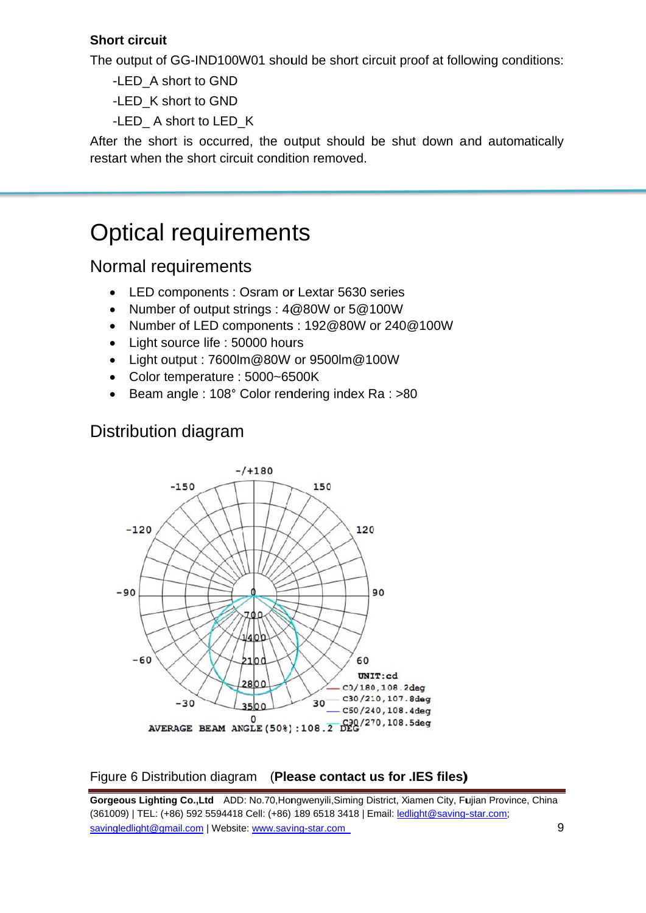**Short circuit**

The output of GG-IND100W01 should be short circuit proof at following conditions:

-LED_A short to GND

-LED_K short to GND

-LED_ A short to LED_K

After the short is occurred, the output should be shut down and automatically restart when the short circuit condition removed.

# Optical requirements

## Normal requirements

- LED components : Osram or Lextar 5630 series
- Number of output strings : 4@80W or 5@100W
- Number of LED components : 192@80W or 240@100W
- Light source life : 50000 hours
- Light output : 7600lm@80W or 9500lm@100W
- Color temperature : 5000~6500K
- Beam angle : 108° Color rendering index Ra : >80

## Distribution diagram

Figure 6 Distribution diagram (**Please contact us for .IES files)**

**Gorgeous Lighting Co.,Ltd** ADD: No.70,Hongwenyili,Siming District, Xiamen City, Fujian Province, China (361009) | TEL: (+86) 592 5594418 Cell: (+86) 189 6518 3418 | Email: ledlight@saving-star.com; savingledlight@gmail.com | Website: www.saving-star.com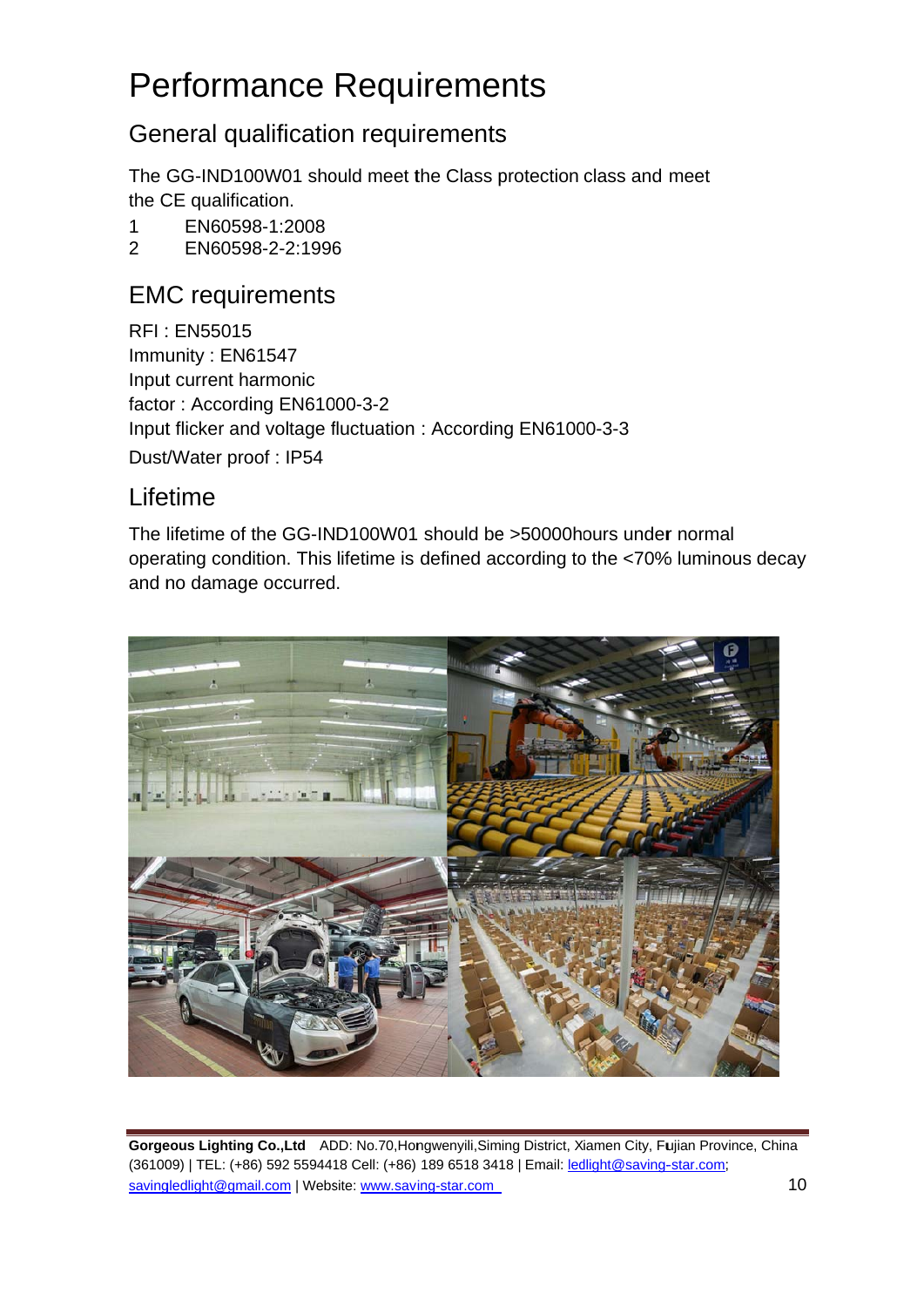# Performance Requirements

## General qualification requirements

The GG-IND100W01 should meet the Class protection class and meet the CE qualification.

1. EN60598-1:2008
2. EN60598-2-2:1996

## EMC requirements

RFI : EN55015
Immunity : EN61547
Input current harmonic factor : According EN61000-3-2
Input flicker and voltage fluctuation : According EN61000-3-3
Dust/Water proof : IP54

## Lifetime

The lifetime of the GG-IND100W01 should be >50000hours under normal operating condition. This lifetime is defined according to the <70% luminous decay and no damage occurred.

**Gorgeous Lighting Co.,Ltd** ADD: No.70,Hongwenyili,Siming District, Xiamen City, Fujian Province, China (361009) | TEL: (+86) 592 5594418 Cell: (+86) 189 6518 3418 | Email: ledlight@saving-star.com; savingledlight@gmail.com | Website: www.saving-star.com